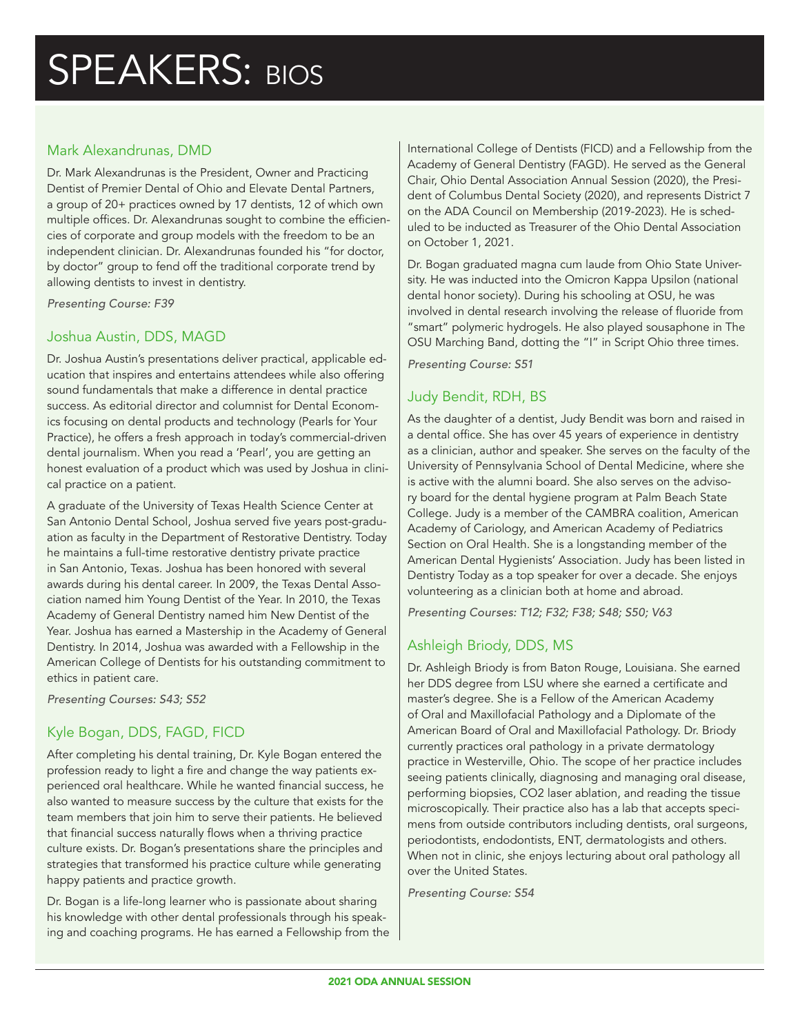# SPEAKERS: BIOS

## Mark Alexandrunas, DMD

Dr. Mark Alexandrunas is the President, Owner and Practicing Dentist of Premier Dental of Ohio and Elevate Dental Partners, a group of 20+ practices owned by 17 dentists, 12 of which own multiple offices. Dr. Alexandrunas sought to combine the efficiencies of corporate and group models with the freedom to be an independent clinician. Dr. Alexandrunas founded his "for doctor, by doctor" group to fend off the traditional corporate trend by allowing dentists to invest in dentistry.

*Presenting Course: F39*

## Joshua Austin, DDS, MAGD

Dr. Joshua Austin's presentations deliver practical, applicable education that inspires and entertains attendees while also offering sound fundamentals that make a difference in dental practice success. As editorial director and columnist for Dental Economics focusing on dental products and technology (Pearls for Your Practice), he offers a fresh approach in today's commercial-driven dental journalism. When you read a 'Pearl', you are getting an honest evaluation of a product which was used by Joshua in clinical practice on a patient.

A graduate of the University of Texas Health Science Center at San Antonio Dental School, Joshua served five years post-graduation as faculty in the Department of Restorative Dentistry. Today he maintains a full-time restorative dentistry private practice in San Antonio, Texas. Joshua has been honored with several awards during his dental career. In 2009, the Texas Dental Association named him Young Dentist of the Year. In 2010, the Texas Academy of General Dentistry named him New Dentist of the Year. Joshua has earned a Mastership in the Academy of General Dentistry. In 2014, Joshua was awarded with a Fellowship in the American College of Dentists for his outstanding commitment to ethics in patient care.

*Presenting Courses: S43; S52*

## Kyle Bogan, DDS, FAGD, FICD

After completing his dental training, Dr. Kyle Bogan entered the profession ready to light a fire and change the way patients experienced oral healthcare. While he wanted financial success, he also wanted to measure success by the culture that exists for the team members that join him to serve their patients. He believed that financial success naturally flows when a thriving practice culture exists. Dr. Bogan's presentations share the principles and strategies that transformed his practice culture while generating happy patients and practice growth.

Dr. Bogan is a life-long learner who is passionate about sharing his knowledge with other dental professionals through his speaking and coaching programs. He has earned a Fellowship from the International College of Dentists (FICD) and a Fellowship from the Academy of General Dentistry (FAGD). He served as the General Chair, Ohio Dental Association Annual Session (2020), the President of Columbus Dental Society (2020), and represents District 7 on the ADA Council on Membership (2019-2023). He is scheduled to be inducted as Treasurer of the Ohio Dental Association on October 1, 2021.

Dr. Bogan graduated magna cum laude from Ohio State University. He was inducted into the Omicron Kappa Upsilon (national dental honor society). During his schooling at OSU, he was involved in dental research involving the release of fluoride from "smart" polymeric hydrogels. He also played sousaphone in The OSU Marching Band, dotting the "I" in Script Ohio three times.

*Presenting Course: S51*

## Judy Bendit, RDH, BS

As the daughter of a dentist, Judy Bendit was born and raised in a dental office. She has over 45 years of experience in dentistry as a clinician, author and speaker. She serves on the faculty of the University of Pennsylvania School of Dental Medicine, where she is active with the alumni board. She also serves on the advisory board for the dental hygiene program at Palm Beach State College. Judy is a member of the CAMBRA coalition, American Academy of Cariology, and American Academy of Pediatrics Section on Oral Health. She is a longstanding member of the American Dental Hygienists' Association. Judy has been listed in Dentistry Today as a top speaker for over a decade. She enjoys volunteering as a clinician both at home and abroad.

*Presenting Courses: T12; F32; F38; S48; S50; V63*

## Ashleigh Briody, DDS, MS

Dr. Ashleigh Briody is from Baton Rouge, Louisiana. She earned her DDS degree from LSU where she earned a certificate and master's degree. She is a Fellow of the American Academy of Oral and Maxillofacial Pathology and a Diplomate of the American Board of Oral and Maxillofacial Pathology. Dr. Briody currently practices oral pathology in a private dermatology practice in Westerville, Ohio. The scope of her practice includes seeing patients clinically, diagnosing and managing oral disease, performing biopsies, CO2 laser ablation, and reading the tissue microscopically. Their practice also has a lab that accepts specimens from outside contributors including dentists, oral surgeons, periodontists, endodontists, ENT, dermatologists and others. When not in clinic, she enjoys lecturing about oral pathology all over the United States.

*Presenting Course: S54*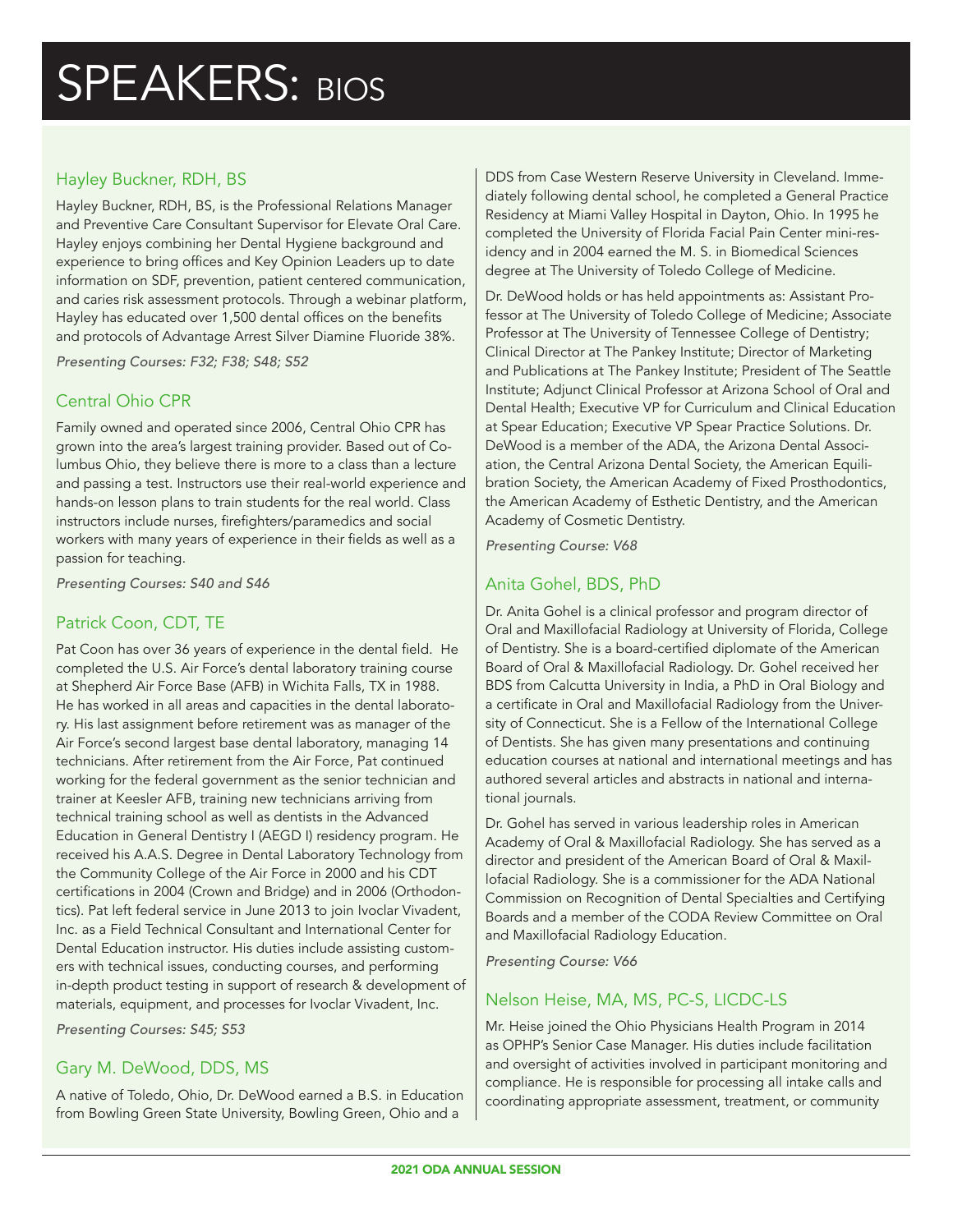# SPEAKERS: BIOS

## Hayley Buckner, RDH, BS

Hayley Buckner, RDH, BS, is the Professional Relations Manager and Preventive Care Consultant Supervisor for Elevate Oral Care. Hayley enjoys combining her Dental Hygiene background and experience to bring offices and Key Opinion Leaders up to date information on SDF, prevention, patient centered communication, and caries risk assessment protocols. Through a webinar platform, Hayley has educated over 1,500 dental offices on the benefits and protocols of Advantage Arrest Silver Diamine Fluoride 38%.

*Presenting Courses: F32; F38; S48; S52*

## Central Ohio CPR

Family owned and operated since 2006, Central Ohio CPR has grown into the area's largest training provider. Based out of Columbus Ohio, they believe there is more to a class than a lecture and passing a test. Instructors use their real-world experience and hands-on lesson plans to train students for the real world. Class instructors include nurses, firefighters/paramedics and social workers with many years of experience in their fields as well as a passion for teaching.

*Presenting Courses: S40 and S46*

## Patrick Coon, CDT, TE

Pat Coon has over 36 years of experience in the dental field. He completed the U.S. Air Force's dental laboratory training course at Shepherd Air Force Base (AFB) in Wichita Falls, TX in 1988. He has worked in all areas and capacities in the dental laboratory. His last assignment before retirement was as manager of the Air Force's second largest base dental laboratory, managing 14 technicians. After retirement from the Air Force, Pat continued working for the federal government as the senior technician and trainer at Keesler AFB, training new technicians arriving from technical training school as well as dentists in the Advanced Education in General Dentistry I (AEGD I) residency program. He received his A.A.S. Degree in Dental Laboratory Technology from the Community College of the Air Force in 2000 and his CDT certifications in 2004 (Crown and Bridge) and in 2006 (Orthodontics). Pat left federal service in June 2013 to join Ivoclar Vivadent, Inc. as a Field Technical Consultant and International Center for Dental Education instructor. His duties include assisting customers with technical issues, conducting courses, and performing in-depth product testing in support of research & development of materials, equipment, and processes for Ivoclar Vivadent, Inc.

*Presenting Courses: S45; S53*

## Gary M. DeWood, DDS, MS

A native of Toledo, Ohio, Dr. DeWood earned a B.S. in Education from Bowling Green State University, Bowling Green, Ohio and a DDS from Case Western Reserve University in Cleveland. Immediately following dental school, he completed a General Practice Residency at Miami Valley Hospital in Dayton, Ohio. In 1995 he completed the University of Florida Facial Pain Center mini-residency and in 2004 earned the M. S. in Biomedical Sciences degree at The University of Toledo College of Medicine.

Dr. DeWood holds or has held appointments as: Assistant Professor at The University of Toledo College of Medicine; Associate Professor at The University of Tennessee College of Dentistry; Clinical Director at The Pankey Institute; Director of Marketing and Publications at The Pankey Institute; President of The Seattle Institute; Adjunct Clinical Professor at Arizona School of Oral and Dental Health; Executive VP for Curriculum and Clinical Education at Spear Education; Executive VP Spear Practice Solutions. Dr. DeWood is a member of the ADA, the Arizona Dental Association, the Central Arizona Dental Society, the American Equilibration Society, the American Academy of Fixed Prosthodontics, the American Academy of Esthetic Dentistry, and the American Academy of Cosmetic Dentistry.

*Presenting Course: V68*

## Anita Gohel, BDS, PhD

Dr. Anita Gohel is a clinical professor and program director of Oral and Maxillofacial Radiology at University of Florida, College of Dentistry. She is a board-certified diplomate of the American Board of Oral & Maxillofacial Radiology. Dr. Gohel received her BDS from Calcutta University in India, a PhD in Oral Biology and a certificate in Oral and Maxillofacial Radiology from the University of Connecticut. She is a Fellow of the International College of Dentists. She has given many presentations and continuing education courses at national and international meetings and has authored several articles and abstracts in national and international journals.

Dr. Gohel has served in various leadership roles in American Academy of Oral & Maxillofacial Radiology. She has served as a director and president of the American Board of Oral & Maxillofacial Radiology. She is a commissioner for the ADA National Commission on Recognition of Dental Specialties and Certifying Boards and a member of the CODA Review Committee on Oral and Maxillofacial Radiology Education.

*Presenting Course: V66*

## Nelson Heise, MA, MS, PC-S, LICDC-LS

Mr. Heise joined the Ohio Physicians Health Program in 2014 as OPHP's Senior Case Manager. His duties include facilitation and oversight of activities involved in participant monitoring and compliance. He is responsible for processing all intake calls and coordinating appropriate assessment, treatment, or community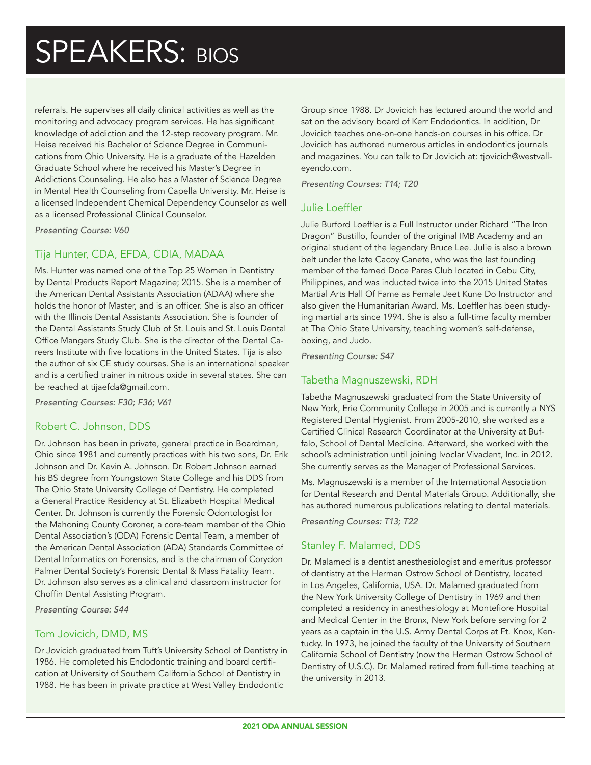# SPEAKERS: BIOS

referrals. He supervises all daily clinical activities as well as the monitoring and advocacy program services. He has significant knowledge of addiction and the 12-step recovery program. Mr. Heise received his Bachelor of Science Degree in Communications from Ohio University. He is a graduate of the Hazelden Graduate School where he received his Master's Degree in Addictions Counseling. He also has a Master of Science Degree in Mental Health Counseling from Capella University. Mr. Heise is a licensed Independent Chemical Dependency Counselor as well as a licensed Professional Clinical Counselor.

*Presenting Course: V60*

## Tija Hunter, CDA, EFDA, CDIA, MADAA

Ms. Hunter was named one of the Top 25 Women in Dentistry by Dental Products Report Magazine; 2015. She is a member of the American Dental Assistants Association (ADAA) where she holds the honor of Master, and is an officer. She is also an officer with the Illinois Dental Assistants Association. She is founder of the Dental Assistants Study Club of St. Louis and St. Louis Dental Office Mangers Study Club. She is the director of the Dental Careers Institute with five locations in the United States. Tija is also the author of six CE study courses. She is an international speaker and is a certified trainer in nitrous oxide in several states. She can be reached at tijaefda@gmail.com.

*Presenting Courses: F30; F36; V61*

## Robert C. Johnson, DDS

Dr. Johnson has been in private, general practice in Boardman, Ohio since 1981 and currently practices with his two sons, Dr. Erik Johnson and Dr. Kevin A. Johnson. Dr. Robert Johnson earned his BS degree from Youngstown State College and his DDS from The Ohio State University College of Dentistry. He completed a General Practice Residency at St. Elizabeth Hospital Medical Center. Dr. Johnson is currently the Forensic Odontologist for the Mahoning County Coroner, a core-team member of the Ohio Dental Association's (ODA) Forensic Dental Team, a member of the American Dental Association (ADA) Standards Committee of Dental Informatics on Forensics, and is the chairman of Corydon Palmer Dental Society's Forensic Dental & Mass Fatality Team. Dr. Johnson also serves as a clinical and classroom instructor for Choffin Dental Assisting Program.

*Presenting Course: S44*

## Tom Jovicich, DMD, MS

Dr Jovicich graduated from Tuft's University School of Dentistry in 1986. He completed his Endodontic training and board certification at University of Southern California School of Dentistry in 1988. He has been in private practice at West Valley Endodontic Group since 1988. Dr Jovicich has lectured around the world and sat on the advisory board of Kerr Endodontics. In addition, Dr Jovicich teaches one-on-one hands-on courses in his office. Dr Jovicich has authored numerous articles in endodontics journals and magazines. You can talk to Dr Jovicich at: tjovicich@westvalleyendo.com.

*Presenting Courses: T14; T20*

## Julie Loeffler

Julie Burford Loeffler is a Full Instructor under Richard "The Iron Dragon" Bustillo, founder of the original IMB Academy and an original student of the legendary Bruce Lee. Julie is also a brown belt under the late Cacoy Canete, who was the last founding member of the famed Doce Pares Club located in Cebu City, Philippines, and was inducted twice into the 2015 United States Martial Arts Hall Of Fame as Female Jeet Kune Do Instructor and also given the Humanitarian Award. Ms. Loeffler has been studying martial arts since 1994. She is also a full-time faculty member at The Ohio State University, teaching women's self-defense, boxing, and Judo.

*Presenting Course: S47*

## Tabetha Magnuszewski, RDH

Tabetha Magnuszewski graduated from the State University of New York, Erie Community College in 2005 and is currently a NYS Registered Dental Hygienist. From 2005-2010, she worked as a Certified Clinical Research Coordinator at the University at Buffalo, School of Dental Medicine. Afterward, she worked with the school's administration until joining Ivoclar Vivadent, Inc. in 2012. She currently serves as the Manager of Professional Services.

Ms. Magnuszewski is a member of the International Association for Dental Research and Dental Materials Group. Additionally, she has authored numerous publications relating to dental materials.

*Presenting Courses: T13; T22*

## Stanley F. Malamed, DDS

Dr. Malamed is a dentist anesthesiologist and emeritus professor of dentistry at the Herman Ostrow School of Dentistry, located in Los Angeles, California, USA. Dr. Malamed graduated from the New York University College of Dentistry in 1969 and then completed a residency in anesthesiology at Montefiore Hospital and Medical Center in the Bronx, New York before serving for 2 years as a captain in the U.S. Army Dental Corps at Ft. Knox, Kentucky. In 1973, he joined the faculty of the University of Southern California School of Dentistry (now the Herman Ostrow School of Dentistry of U.S.C). Dr. Malamed retired from full-time teaching at the university in 2013.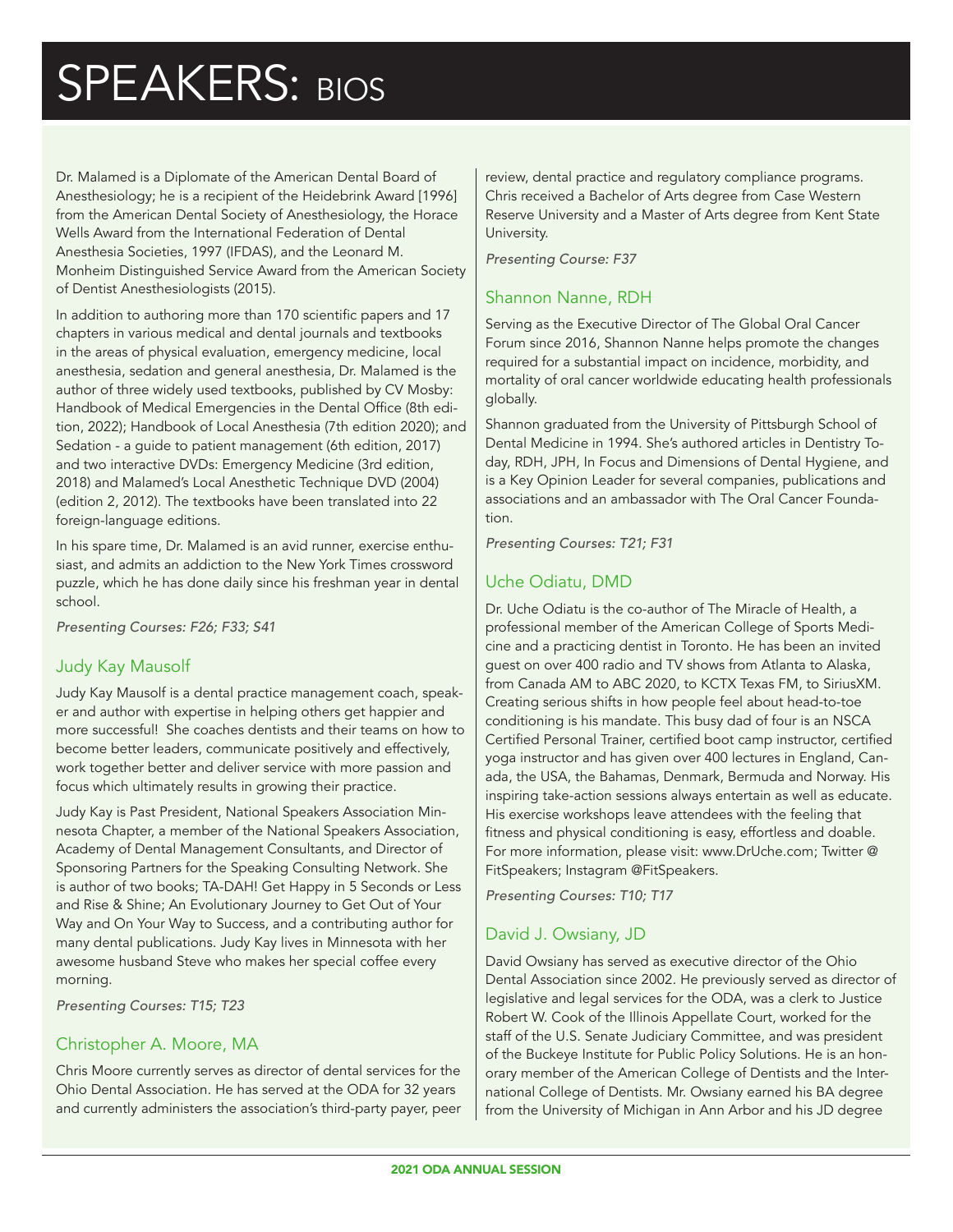# SPEAKERS: BIOS

Dr. Malamed is a Diplomate of the American Dental Board of Anesthesiology; he is a recipient of the Heidebrink Award [1996] from the American Dental Society of Anesthesiology, the Horace Wells Award from the International Federation of Dental Anesthesia Societies, 1997 (IFDAS), and the Leonard M. Monheim Distinguished Service Award from the American Society of Dentist Anesthesiologists (2015).

In addition to authoring more than 170 scientific papers and 17 chapters in various medical and dental journals and textbooks in the areas of physical evaluation, emergency medicine, local anesthesia, sedation and general anesthesia, Dr. Malamed is the author of three widely used textbooks, published by CV Mosby: Handbook of Medical Emergencies in the Dental Office (8th edition, 2022); Handbook of Local Anesthesia (7th edition 2020); and Sedation - a guide to patient management (6th edition, 2017) and two interactive DVDs: Emergency Medicine (3rd edition, 2018) and Malamed's Local Anesthetic Technique DVD (2004) (edition 2, 2012). The textbooks have been translated into 22 foreign-language editions.

In his spare time, Dr. Malamed is an avid runner, exercise enthusiast, and admits an addiction to the New York Times crossword puzzle, which he has done daily since his freshman year in dental school.

*Presenting Courses: F26; F33; S41*

## Judy Kay Mausolf

Judy Kay Mausolf is a dental practice management coach, speaker and author with expertise in helping others get happier and more successful! She coaches dentists and their teams on how to become better leaders, communicate positively and effectively, work together better and deliver service with more passion and focus which ultimately results in growing their practice.

Judy Kay is Past President, National Speakers Association Minnesota Chapter, a member of the National Speakers Association, Academy of Dental Management Consultants, and Director of Sponsoring Partners for the Speaking Consulting Network. She is author of two books; TA-DAH! Get Happy in 5 Seconds or Less and Rise & Shine; An Evolutionary Journey to Get Out of Your Way and On Your Way to Success, and a contributing author for many dental publications. Judy Kay lives in Minnesota with her awesome husband Steve who makes her special coffee every morning.

*Presenting Courses: T15; T23*

## Christopher A. Moore, MA

Chris Moore currently serves as director of dental services for the Ohio Dental Association. He has served at the ODA for 32 years and currently administers the association's third-party payer, peer review, dental practice and regulatory compliance programs. Chris received a Bachelor of Arts degree from Case Western Reserve University and a Master of Arts degree from Kent State University.

*Presenting Course: F37*

## Shannon Nanne, RDH

Serving as the Executive Director of The Global Oral Cancer Forum since 2016, Shannon Nanne helps promote the changes required for a substantial impact on incidence, morbidity, and mortality of oral cancer worldwide educating health professionals globally.

Shannon graduated from the University of Pittsburgh School of Dental Medicine in 1994. She's authored articles in Dentistry Today, RDH, JPH, In Focus and Dimensions of Dental Hygiene, and is a Key Opinion Leader for several companies, publications and associations and an ambassador with The Oral Cancer Foundation.

*Presenting Courses: T21; F31*

## Uche Odiatu, DMD

Dr. Uche Odiatu is the co-author of The Miracle of Health, a professional member of the American College of Sports Medicine and a practicing dentist in Toronto. He has been an invited guest on over 400 radio and TV shows from Atlanta to Alaska, from Canada AM to ABC 2020, to KCTX Texas FM, to SiriusXM. Creating serious shifts in how people feel about head-to-toe conditioning is his mandate. This busy dad of four is an NSCA Certified Personal Trainer, certified boot camp instructor, certified yoga instructor and has given over 400 lectures in England, Canada, the USA, the Bahamas, Denmark, Bermuda and Norway. His inspiring take-action sessions always entertain as well as educate. His exercise workshops leave attendees with the feeling that fitness and physical conditioning is easy, effortless and doable. For more information, please visit: www.DrUche.com; Twitter @FitSpeakers; Instagram @FitSpeakers.

*Presenting Courses: T10; T17*

## David J. Owsiany, JD

David Owsiany has served as executive director of the Ohio Dental Association since 2002. He previously served as director of legislative and legal services for the ODA, was a clerk to Justice Robert W. Cook of the Illinois Appellate Court, worked for the staff of the U.S. Senate Judiciary Committee, and was president of the Buckeye Institute for Public Policy Solutions. He is an honorary member of the American College of Dentists and the International College of Dentists. Mr. Owsiany earned his BA degree from the University of Michigan in Ann Arbor and his JD degree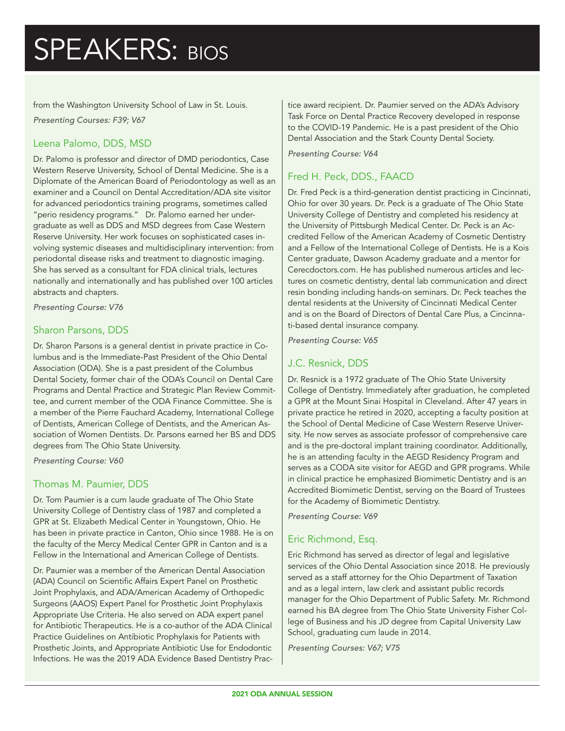# SPEAKERS: BIOS

from the Washington University School of Law in St. Louis.

*Presenting Courses: F39; V67*

## Leena Palomo, DDS, MSD

Dr. Palomo is professor and director of DMD periodontics, Case Western Reserve University, School of Dental Medicine. She is a Diplomate of the American Board of Periodontology as well as an examiner and a Council on Dental Accreditation/ADA site visitor for advanced periodontics training programs, sometimes called "perio residency programs." Dr. Palomo earned her undergraduate as well as DDS and MSD degrees from Case Western Reserve University. Her work focuses on sophisticated cases involving systemic diseases and multidisciplinary intervention: from periodontal disease risks and treatment to diagnostic imaging. She has served as a consultant for FDA clinical trials, lectures nationally and internationally and has published over 100 articles abstracts and chapters.

*Presenting Course: V76*

## Sharon Parsons, DDS

Dr. Sharon Parsons is a general dentist in private practice in Columbus and is the Immediate-Past President of the Ohio Dental Association (ODA). She is a past president of the Columbus Dental Society, former chair of the ODA's Council on Dental Care Programs and Dental Practice and Strategic Plan Review Committee, and current member of the ODA Finance Committee. She is a member of the Pierre Fauchard Academy, International College of Dentists, American College of Dentists, and the American Association of Women Dentists. Dr. Parsons earned her BS and DDS degrees from The Ohio State University.

*Presenting Course: V60*

## Thomas M. Paumier, DDS

Dr. Tom Paumier is a cum laude graduate of The Ohio State University College of Dentistry class of 1987 and completed a GPR at St. Elizabeth Medical Center in Youngstown, Ohio. He has been in private practice in Canton, Ohio since 1988. He is on the faculty of the Mercy Medical Center GPR in Canton and is a Fellow in the International and American College of Dentists.

Dr. Paumier was a member of the American Dental Association (ADA) Council on Scientific Affairs Expert Panel on Prosthetic Joint Prophylaxis, and ADA/American Academy of Orthopedic Surgeons (AAOS) Expert Panel for Prosthetic Joint Prophylaxis Appropriate Use Criteria. He also served on ADA expert panel for Antibiotic Therapeutics. He is a co-author of the ADA Clinical Practice Guidelines on Antibiotic Prophylaxis for Patients with Prosthetic Joints, and Appropriate Antibiotic Use for Endodontic Infections. He was the 2019 ADA Evidence Based Dentistry Practice award recipient. Dr. Paumier served on the ADA's Advisory Task Force on Dental Practice Recovery developed in response to the COVID-19 Pandemic. He is a past president of the Ohio Dental Association and the Stark County Dental Society.

*Presenting Course: V64*

## Fred H. Peck, DDS., FAACD

Dr. Fred Peck is a third-generation dentist practicing in Cincinnati, Ohio for over 30 years. Dr. Peck is a graduate of The Ohio State University College of Dentistry and completed his residency at the University of Pittsburgh Medical Center. Dr. Peck is an Accredited Fellow of the American Academy of Cosmetic Dentistry and a Fellow of the International College of Dentists. He is a Kois Center graduate, Dawson Academy graduate and a mentor for Cerecdoctors.com. He has published numerous articles and lectures on cosmetic dentistry, dental lab communication and direct resin bonding including hands-on seminars. Dr. Peck teaches the dental residents at the University of Cincinnati Medical Center and is on the Board of Directors of Dental Care Plus, a Cincinnati-based dental insurance company.

*Presenting Course: V65*

## J.C. Resnick, DDS

Dr. Resnick is a 1972 graduate of The Ohio State University College of Dentistry. Immediately after graduation, he completed a GPR at the Mount Sinai Hospital in Cleveland. After 47 years in private practice he retired in 2020, accepting a faculty position at the School of Dental Medicine of Case Western Reserve University. He now serves as associate professor of comprehensive care and is the pre-doctoral implant training coordinator. Additionally, he is an attending faculty in the AEGD Residency Program and serves as a CODA site visitor for AEGD and GPR programs. While in clinical practice he emphasized Biomimetic Dentistry and is an Accredited Biomimetic Dentist, serving on the Board of Trustees for the Academy of Biomimetic Dentistry.

*Presenting Course: V69*

## Eric Richmond, Esq.

Eric Richmond has served as director of legal and legislative services of the Ohio Dental Association since 2018. He previously served as a staff attorney for the Ohio Department of Taxation and as a legal intern, law clerk and assistant public records manager for the Ohio Department of Public Safety. Mr. Richmond earned his BA degree from The Ohio State University Fisher College of Business and his JD degree from Capital University Law School, graduating cum laude in 2014.

*Presenting Courses: V67; V75*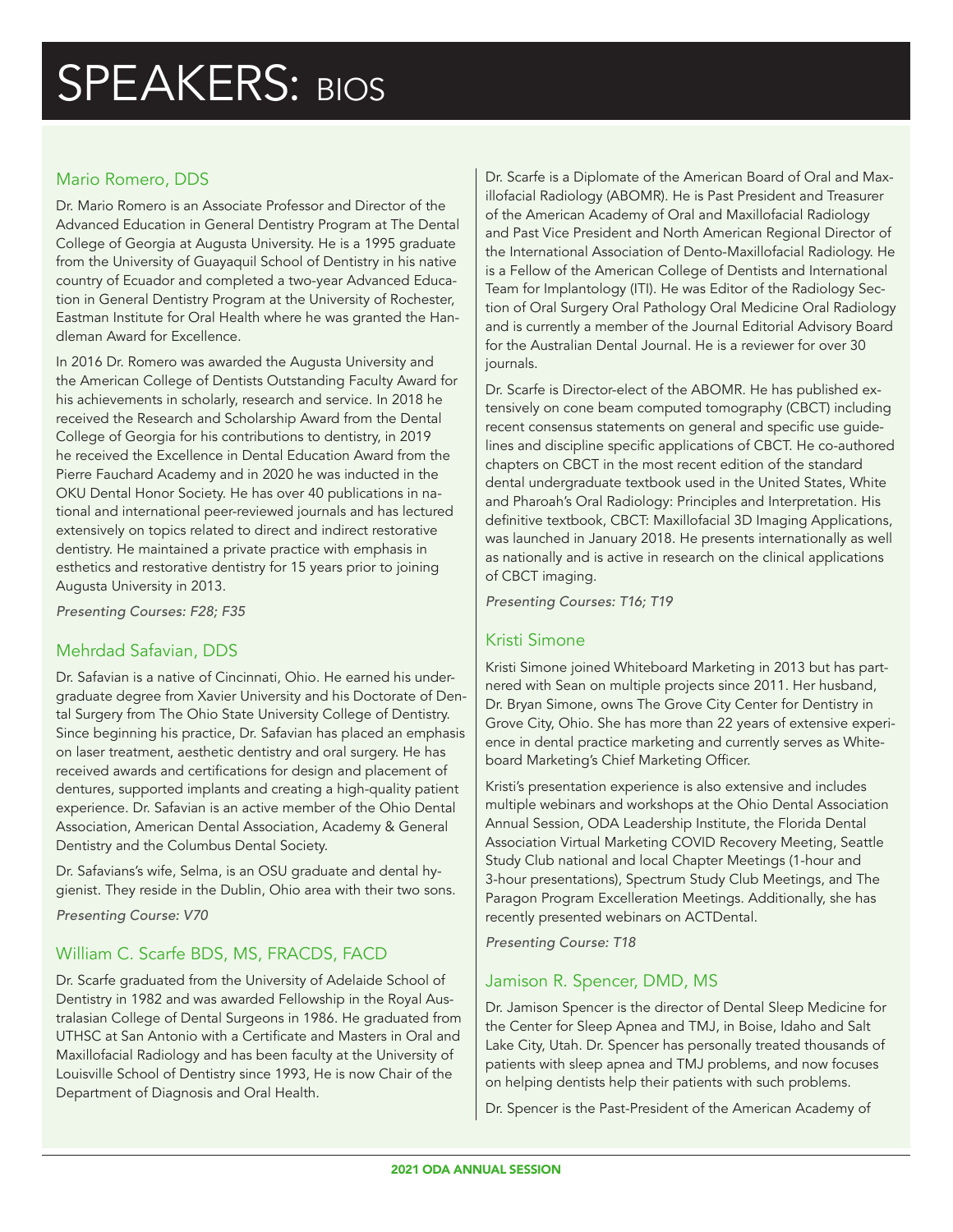# SPEAKERS: BIOS

## Mario Romero, DDS

Dr. Mario Romero is an Associate Professor and Director of the Advanced Education in General Dentistry Program at The Dental College of Georgia at Augusta University. He is a 1995 graduate from the University of Guayaquil School of Dentistry in his native country of Ecuador and completed a two-year Advanced Education in General Dentistry Program at the University of Rochester, Eastman Institute for Oral Health where he was granted the Handleman Award for Excellence.

In 2016 Dr. Romero was awarded the Augusta University and the American College of Dentists Outstanding Faculty Award for his achievements in scholarly, research and service. In 2018 he received the Research and Scholarship Award from the Dental College of Georgia for his contributions to dentistry, in 2019 he received the Excellence in Dental Education Award from the Pierre Fauchard Academy and in 2020 he was inducted in the OKU Dental Honor Society. He has over 40 publications in national and international peer-reviewed journals and has lectured extensively on topics related to direct and indirect restorative dentistry. He maintained a private practice with emphasis in esthetics and restorative dentistry for 15 years prior to joining Augusta University in 2013.

*Presenting Courses: F28; F35*

## Mehrdad Safavian, DDS

Dr. Safavian is a native of Cincinnati, Ohio. He earned his undergraduate degree from Xavier University and his Doctorate of Dental Surgery from The Ohio State University College of Dentistry. Since beginning his practice, Dr. Safavian has placed an emphasis on laser treatment, aesthetic dentistry and oral surgery. He has received awards and certifications for design and placement of dentures, supported implants and creating a high-quality patient experience. Dr. Safavian is an active member of the Ohio Dental Association, American Dental Association, Academy & General Dentistry and the Columbus Dental Society.

Dr. Safavians's wife, Selma, is an OSU graduate and dental hygienist. They reside in the Dublin, Ohio area with their two sons.

*Presenting Course: V70*

## William C. Scarfe BDS, MS, FRACDS, FACD

Dr. Scarfe graduated from the University of Adelaide School of Dentistry in 1982 and was awarded Fellowship in the Royal Australasian College of Dental Surgeons in 1986. He graduated from UTHSC at San Antonio with a Certificate and Masters in Oral and Maxillofacial Radiology and has been faculty at the University of Louisville School of Dentistry since 1993, He is now Chair of the Department of Diagnosis and Oral Health.

Dr. Scarfe is a Diplomate of the American Board of Oral and Maxillofacial Radiology (ABOMR). He is Past President and Treasurer of the American Academy of Oral and Maxillofacial Radiology and Past Vice President and North American Regional Director of the International Association of Dento-Maxillofacial Radiology. He is a Fellow of the American College of Dentists and International Team for Implantology (ITI). He was Editor of the Radiology Section of Oral Surgery Oral Pathology Oral Medicine Oral Radiology and is currently a member of the Journal Editorial Advisory Board for the Australian Dental Journal. He is a reviewer for over 30 journals.

Dr. Scarfe is Director-elect of the ABOMR. He has published extensively on cone beam computed tomography (CBCT) including recent consensus statements on general and specific use guidelines and discipline specific applications of CBCT. He co-authored chapters on CBCT in the most recent edition of the standard dental undergraduate textbook used in the United States, White and Pharoah's Oral Radiology: Principles and Interpretation. His definitive textbook, CBCT: Maxillofacial 3D Imaging Applications, was launched in January 2018. He presents internationally as well as nationally and is active in research on the clinical applications of CBCT imaging.

*Presenting Courses: T16; T19*

## Kristi Simone

Kristi Simone joined Whiteboard Marketing in 2013 but has partnered with Sean on multiple projects since 2011. Her husband, Dr. Bryan Simone, owns The Grove City Center for Dentistry in Grove City, Ohio. She has more than 22 years of extensive experience in dental practice marketing and currently serves as Whiteboard Marketing's Chief Marketing Officer.

Kristi's presentation experience is also extensive and includes multiple webinars and workshops at the Ohio Dental Association Annual Session, ODA Leadership Institute, the Florida Dental Association Virtual Marketing COVID Recovery Meeting, Seattle Study Club national and local Chapter Meetings (1-hour and 3-hour presentations), Spectrum Study Club Meetings, and The Paragon Program Excelleration Meetings. Additionally, she has recently presented webinars on ACTDental.

*Presenting Course: T18*

## Jamison R. Spencer, DMD, MS

Dr. Jamison Spencer is the director of Dental Sleep Medicine for the Center for Sleep Apnea and TMJ, in Boise, Idaho and Salt Lake City, Utah. Dr. Spencer has personally treated thousands of patients with sleep apnea and TMJ problems, and now focuses on helping dentists help their patients with such problems.

Dr. Spencer is the Past-President of the American Academy of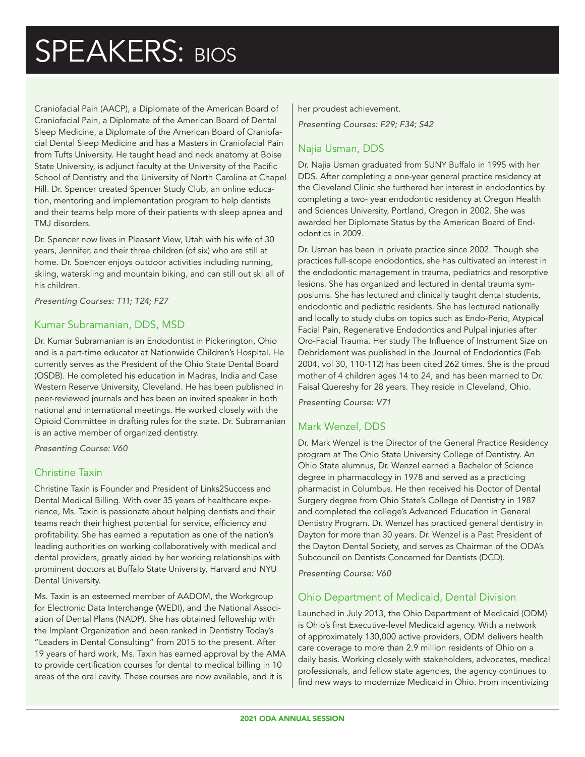# SPEAKERS: BIOS

Craniofacial Pain (AACP), a Diplomate of the American Board of Craniofacial Pain, a Diplomate of the American Board of Dental Sleep Medicine, a Diplomate of the American Board of Craniofacial Dental Sleep Medicine and has a Masters in Craniofacial Pain from Tufts University. He taught head and neck anatomy at Boise State University, is adjunct faculty at the University of the Pacific School of Dentistry and the University of North Carolina at Chapel Hill. Dr. Spencer created Spencer Study Club, an online education, mentoring and implementation program to help dentists and their teams help more of their patients with sleep apnea and TMJ disorders.

Dr. Spencer now lives in Pleasant View, Utah with his wife of 30 years, Jennifer, and their three children (of six) who are still at home. Dr. Spencer enjoys outdoor activities including running, skiing, waterskiing and mountain biking, and can still out ski all of his children.

*Presenting Courses: T11; T24; F27*

## Kumar Subramanian, DDS, MSD

Dr. Kumar Subramanian is an Endodontist in Pickerington, Ohio and is a part-time educator at Nationwide Children's Hospital. He currently serves as the President of the Ohio State Dental Board (OSDB). He completed his education in Madras, India and Case Western Reserve University, Cleveland. He has been published in peer-reviewed journals and has been an invited speaker in both national and international meetings. He worked closely with the Opioid Committee in drafting rules for the state. Dr. Subramanian is an active member of organized dentistry.

*Presenting Course: V60*

## Christine Taxin

Christine Taxin is Founder and President of Links2Success and Dental Medical Billing. With over 35 years of healthcare experience, Ms. Taxin is passionate about helping dentists and their teams reach their highest potential for service, efficiency and profitability. She has earned a reputation as one of the nation's leading authorities on working collaboratively with medical and dental providers, greatly aided by her working relationships with prominent doctors at Buffalo State University, Harvard and NYU Dental University.

Ms. Taxin is an esteemed member of AADOM, the Workgroup for Electronic Data Interchange (WEDI), and the National Association of Dental Plans (NADP). She has obtained fellowship with the Implant Organization and been ranked in Dentistry Today's "Leaders in Dental Consulting" from 2015 to the present. After 19 years of hard work, Ms. Taxin has earned approval by the AMA to provide certification courses for dental to medical billing in 10 areas of the oral cavity. These courses are now available, and it is her proudest achievement.

*Presenting Courses: F29; F34; S42*

## Najia Usman, DDS

Dr. Najia Usman graduated from SUNY Buffalo in 1995 with her DDS. After completing a one-year general practice residency at the Cleveland Clinic she furthered her interest in endodontics by completing a two- year endodontic residency at Oregon Health and Sciences University, Portland, Oregon in 2002. She was awarded her Diplomate Status by the American Board of Endodontics in 2009.

Dr. Usman has been in private practice since 2002. Though she practices full-scope endodontics, she has cultivated an interest in the endodontic management in trauma, pediatrics and resorptive lesions. She has organized and lectured in dental trauma symposiums. She has lectured and clinically taught dental students, endodontic and pediatric residents. She has lectured nationally and locally to study clubs on topics such as Endo-Perio, Atypical Facial Pain, Regenerative Endodontics and Pulpal injuries after Oro-Facial Trauma. Her study The Influence of Instrument Size on Debridement was published in the Journal of Endodontics (Feb 2004, vol 30, 110-112) has been cited 262 times. She is the proud mother of 4 children ages 14 to 24, and has been married to Dr. Faisal Quereshy for 28 years. They reside in Cleveland, Ohio.

*Presenting Course: V71*

## Mark Wenzel, DDS

Dr. Mark Wenzel is the Director of the General Practice Residency program at The Ohio State University College of Dentistry. An Ohio State alumnus, Dr. Wenzel earned a Bachelor of Science degree in pharmacology in 1978 and served as a practicing pharmacist in Columbus. He then received his Doctor of Dental Surgery degree from Ohio State's College of Dentistry in 1987 and completed the college's Advanced Education in General Dentistry Program. Dr. Wenzel has practiced general dentistry in Dayton for more than 30 years. Dr. Wenzel is a Past President of the Dayton Dental Society, and serves as Chairman of the ODA's Subcouncil on Dentists Concerned for Dentists (DCD).

*Presenting Course: V60*

## Ohio Department of Medicaid, Dental Division

Launched in July 2013, the Ohio Department of Medicaid (ODM) is Ohio's first Executive-level Medicaid agency. With a network of approximately 130,000 active providers, ODM delivers health care coverage to more than 2.9 million residents of Ohio on a daily basis. Working closely with stakeholders, advocates, medical professionals, and fellow state agencies, the agency continues to find new ways to modernize Medicaid in Ohio. From incentivizing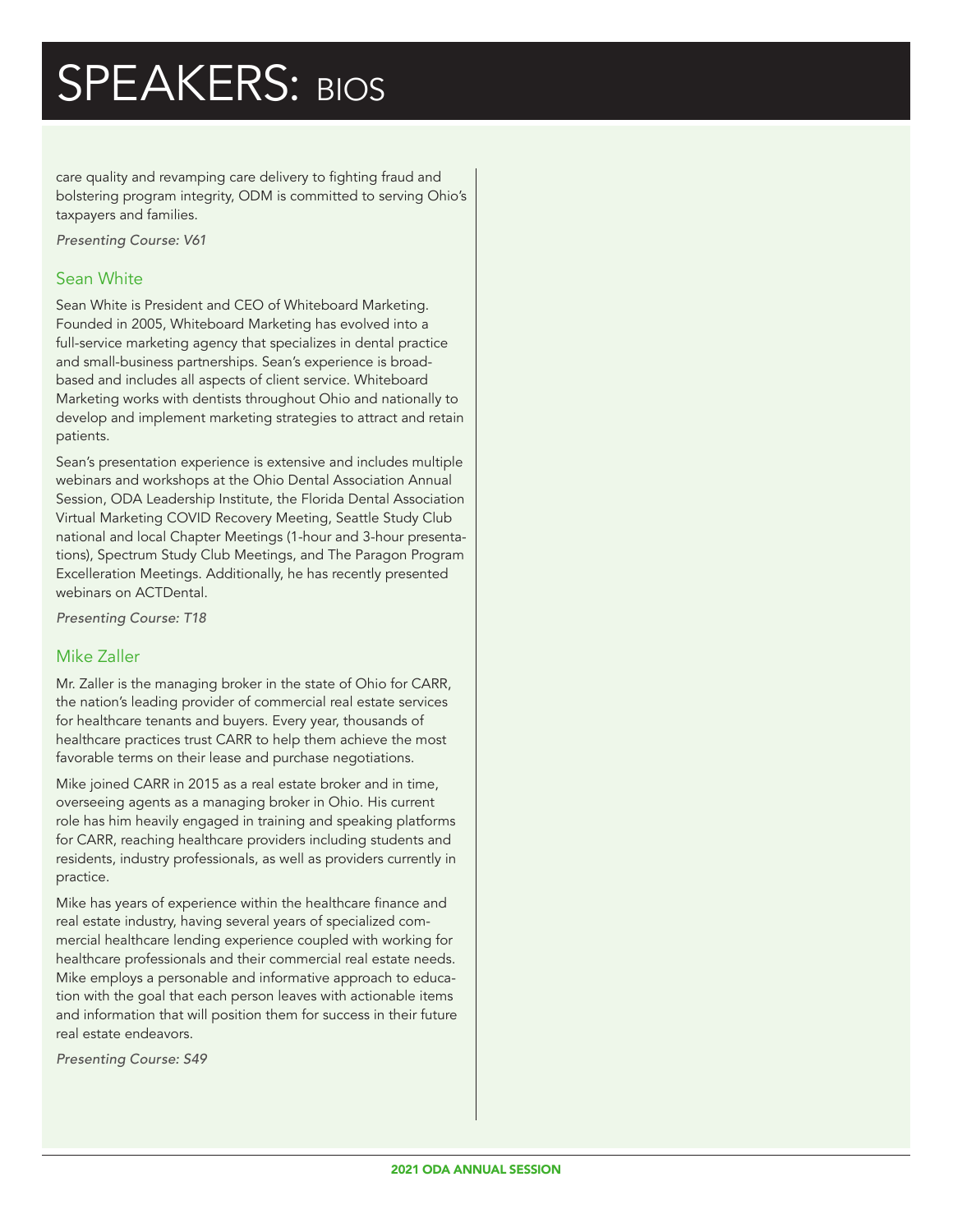# SPEAKERS: BIOS

care quality and revamping care delivery to fighting fraud and bolstering program integrity, ODM is committed to serving Ohio's taxpayers and families.

*Presenting Course: V61*

## Sean White

Sean White is President and CEO of Whiteboard Marketing. Founded in 2005, Whiteboard Marketing has evolved into a full-service marketing agency that specializes in dental practice and small-business partnerships. Sean's experience is broad-based and includes all aspects of client service. Whiteboard Marketing works with dentists throughout Ohio and nationally to develop and implement marketing strategies to attract and retain patients.

Sean's presentation experience is extensive and includes multiple webinars and workshops at the Ohio Dental Association Annual Session, ODA Leadership Institute, the Florida Dental Association Virtual Marketing COVID Recovery Meeting, Seattle Study Club national and local Chapter Meetings (1-hour and 3-hour presentations), Spectrum Study Club Meetings, and The Paragon Program Excelleration Meetings. Additionally, he has recently presented webinars on ACTDental.

*Presenting Course: T18*

## Mike Zaller

Mr. Zaller is the managing broker in the state of Ohio for CARR, the nation's leading provider of commercial real estate services for healthcare tenants and buyers. Every year, thousands of healthcare practices trust CARR to help them achieve the most favorable terms on their lease and purchase negotiations.

Mike joined CARR in 2015 as a real estate broker and in time, overseeing agents as a managing broker in Ohio. His current role has him heavily engaged in training and speaking platforms for CARR, reaching healthcare providers including students and residents, industry professionals, as well as providers currently in practice.

Mike has years of experience within the healthcare finance and real estate industry, having several years of specialized commercial healthcare lending experience coupled with working for healthcare professionals and their commercial real estate needs. Mike employs a personable and informative approach to education with the goal that each person leaves with actionable items and information that will position them for success in their future real estate endeavors.

*Presenting Course: S49*